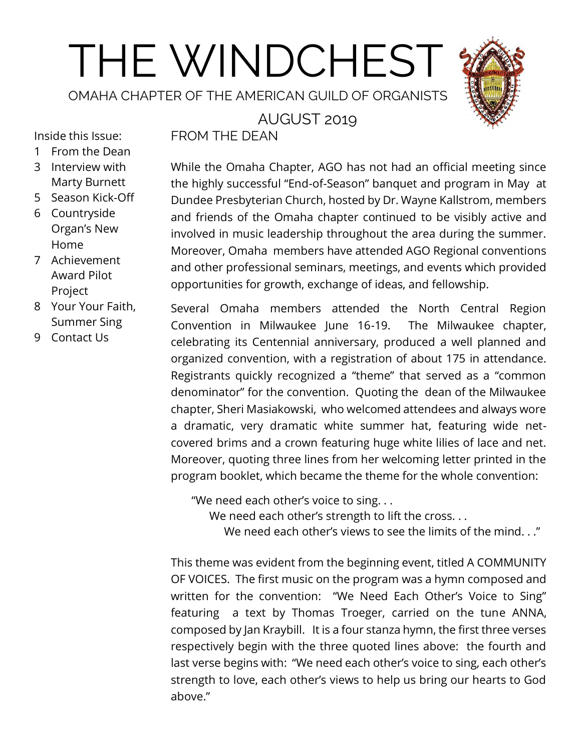# THE WINDCHEST

OMAHA CHAPTER OF THE AMERICAN GUILD OF ORGANISTS

AUGUST 2019

Inside this Issue:

1 From the Dean
3 Interview with Marty Burnett
5 Season Kick-Off
6 Countryside Organ's New Home
7 Achievement Award Pilot Project
8 Your Your Faith, Summer Sing
9 Contact Us

## FROM THE DEAN

While the Omaha Chapter, AGO has not had an official meeting since the highly successful "End-of-Season" banquet and program in May at Dundee Presbyterian Church, hosted by Dr. Wayne Kallstrom, members and friends of the Omaha chapter continued to be visibly active and involved in music leadership throughout the area during the summer. Moreover, Omaha members have attended AGO Regional conventions and other professional seminars, meetings, and events which provided opportunities for growth, exchange of ideas, and fellowship.

Several Omaha members attended the North Central Region Convention in Milwaukee June 16-19. The Milwaukee chapter, celebrating its Centennial anniversary, produced a well planned and organized convention, with a registration of about 175 in attendance. Registrants quickly recognized a "theme" that served as a "common denominator" for the convention. Quoting the dean of the Milwaukee chapter, Sheri Masiakowski, who welcomed attendees and always wore a dramatic, very dramatic white summer hat, featuring wide net-covered brims and a crown featuring huge white lilies of lace and net. Moreover, quoting three lines from her welcoming letter printed in the program booklet, which became the theme for the whole convention:

> "We need each other's voice to sing. . .
> We need each other's strength to lift the cross. . .
> We need each other's views to see the limits of the mind. . ."

This theme was evident from the beginning event, titled A COMMUNITY OF VOICES. The first music on the program was a hymn composed and written for the convention: "We Need Each Other's Voice to Sing" featuring a text by Thomas Troeger, carried on the tune ANNA, composed by Jan Kraybill. It is a four stanza hymn, the first three verses respectively begin with the three quoted lines above: the fourth and last verse begins with: "We need each other's voice to sing, each other's strength to love, each other's views to help us bring our hearts to God above."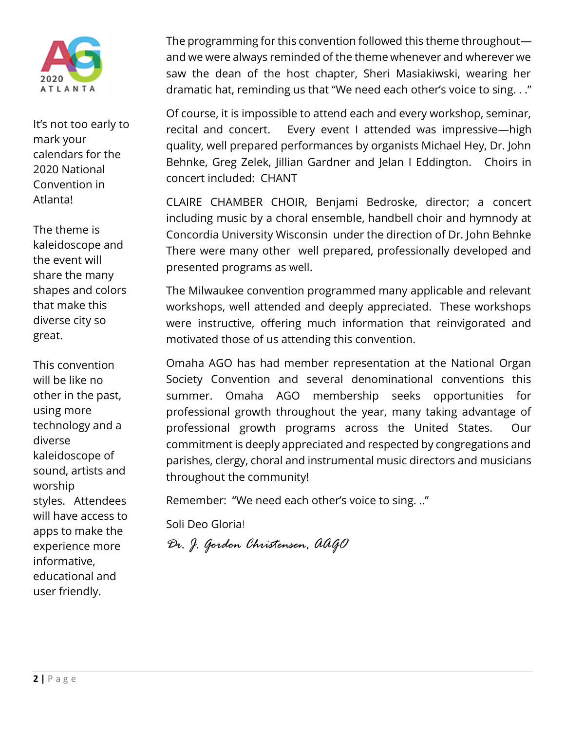It's not too early to mark your calendars for the 2020 National Convention in Atlanta!

The theme is kaleidoscope and the event will share the many shapes and colors that make this diverse city so great.

This convention will be like no other in the past, using more technology and a diverse kaleidoscope of sound, artists and worship styles. Attendees will have access to apps to make the experience more informative, educational and user friendly.

The programming for this convention followed this theme throughout—and we were always reminded of the theme whenever and wherever we saw the dean of the host chapter, Sheri Masiakiwski, wearing her dramatic hat, reminding us that "We need each other's voice to sing. . ."

Of course, it is impossible to attend each and every workshop, seminar, recital and concert. Every event I attended was impressive—high quality, well prepared performances by organists Michael Hey, Dr. John Behnke, Greg Zelek, Jillian Gardner and Jelan I Eddington. Choirs in concert included: CHANT

CLAIRE CHAMBER CHOIR, Benjami Bedroske, director; a concert including music by a choral ensemble, handbell choir and hymnody at Concordia University Wisconsin under the direction of Dr. John Behnke There were many other well prepared, professionally developed and presented programs as well.

The Milwaukee convention programmed many applicable and relevant workshops, well attended and deeply appreciated. These workshops were instructive, offering much information that reinvigorated and motivated those of us attending this convention.

Omaha AGO has had member representation at the National Organ Society Convention and several denominational conventions this summer. Omaha AGO membership seeks opportunities for professional growth throughout the year, many taking advantage of professional growth programs across the United States. Our commitment is deeply appreciated and respected by congregations and parishes, clergy, choral and instrumental music directors and musicians throughout the community!

Remember: "We need each other's voice to sing. .."

Soli Deo Gloria!

*Dr. J. Gordon Christensen, AAGO*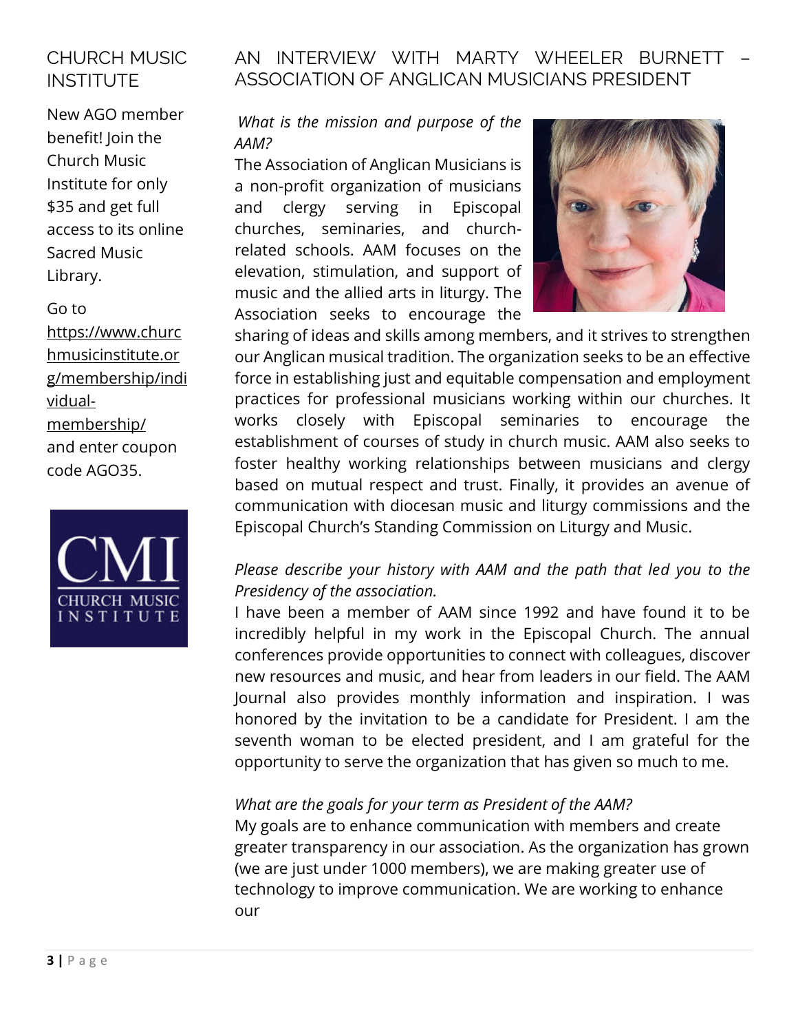## CHURCH MUSIC INSTITUTE

New AGO member benefit! Join the Church Music Institute for only $35 and get full access to its online Sacred Music Library.

Go to https://www.churchmusicinstitute.org/membership/individual-membership/ and enter coupon code AGO35.

## AN INTERVIEW WITH MARTY WHEELER BURNETT – ASSOCIATION OF ANGLICAN MUSICIANS PRESIDENT

*What is the mission and purpose of the AAM?*

The Association of Anglican Musicians is a non-profit organization of musicians and clergy serving in Episcopal churches, seminaries, and church-related schools. AAM focuses on the elevation, stimulation, and support of music and the allied arts in liturgy. The Association seeks to encourage the sharing of ideas and skills among members, and it strives to strengthen our Anglican musical tradition. The organization seeks to be an effective force in establishing just and equitable compensation and employment practices for professional musicians working within our churches. It works closely with Episcopal seminaries to encourage the establishment of courses of study in church music. AAM also seeks to foster healthy working relationships between musicians and clergy based on mutual respect and trust. Finally, it provides an avenue of communication with diocesan music and liturgy commissions and the Episcopal Church's Standing Commission on Liturgy and Music.

*Please describe your history with AAM and the path that led you to the Presidency of the association.*

I have been a member of AAM since 1992 and have found it to be incredibly helpful in my work in the Episcopal Church. The annual conferences provide opportunities to connect with colleagues, discover new resources and music, and hear from leaders in our field. The AAM Journal also provides monthly information and inspiration. I was honored by the invitation to be a candidate for President. I am the seventh woman to be elected president, and I am grateful for the opportunity to serve the organization that has given so much to me.

*What are the goals for your term as President of the AAM?*

My goals are to enhance communication with members and create greater transparency in our association. As the organization has grown (we are just under 1000 members), we are making greater use of technology to improve communication. We are working to enhance our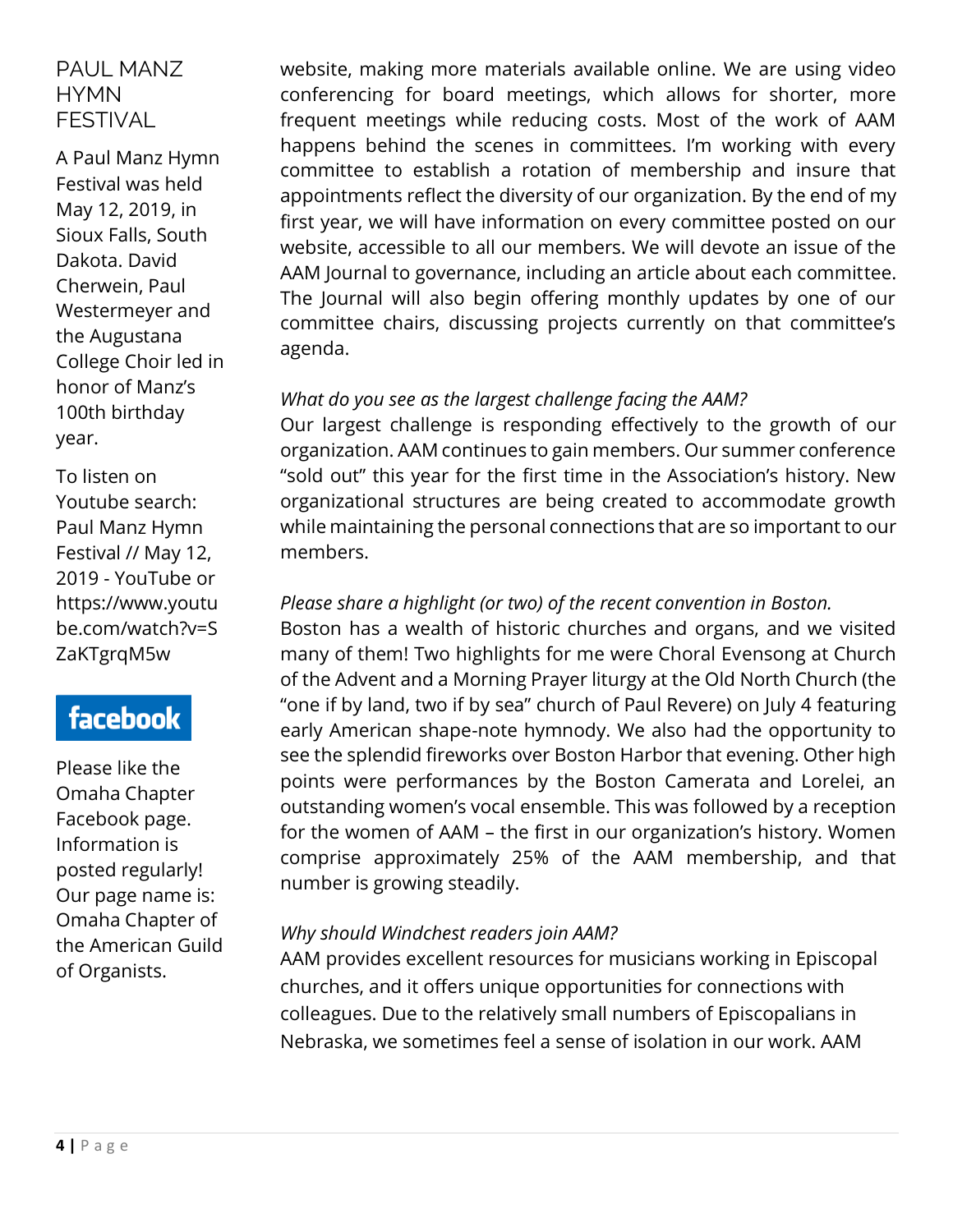## PAUL MANZ HYMN FESTIVAL

A Paul Manz Hymn Festival was held May 12, 2019, in Sioux Falls, South Dakota. David Cherwein, Paul Westermeyer and the Augustana College Choir led in honor of Manz's 100th birthday year.

To listen on Youtube search: Paul Manz Hymn Festival // May 12, 2019 - YouTube or https://www.youtube.com/watch?v=SZaKTgrqM5w

facebook

Please like the Omaha Chapter Facebook page. Information is posted regularly! Our page name is: Omaha Chapter of the American Guild of Organists.

website, making more materials available online. We are using video conferencing for board meetings, which allows for shorter, more frequent meetings while reducing costs. Most of the work of AAM happens behind the scenes in committees. I'm working with every committee to establish a rotation of membership and insure that appointments reflect the diversity of our organization. By the end of my first year, we will have information on every committee posted on our website, accessible to all our members. We will devote an issue of the AAM Journal to governance, including an article about each committee. The Journal will also begin offering monthly updates by one of our committee chairs, discussing projects currently on that committee's agenda.

*What do you see as the largest challenge facing the AAM?*
Our largest challenge is responding effectively to the growth of our organization. AAM continues to gain members. Our summer conference "sold out" this year for the first time in the Association's history. New organizational structures are being created to accommodate growth while maintaining the personal connections that are so important to our members.

*Please share a highlight (or two) of the recent convention in Boston.*
Boston has a wealth of historic churches and organs, and we visited many of them! Two highlights for me were Choral Evensong at Church of the Advent and a Morning Prayer liturgy at the Old North Church (the "one if by land, two if by sea" church of Paul Revere) on July 4 featuring early American shape-note hymnody. We also had the opportunity to see the splendid fireworks over Boston Harbor that evening. Other high points were performances by the Boston Camerata and Lorelei, an outstanding women's vocal ensemble. This was followed by a reception for the women of AAM – the first in our organization's history. Women comprise approximately 25% of the AAM membership, and that number is growing steadily.

*Why should Windchest readers join AAM?*
AAM provides excellent resources for musicians working in Episcopal churches, and it offers unique opportunities for connections with colleagues. Due to the relatively small numbers of Episcopalians in Nebraska, we sometimes feel a sense of isolation in our work. AAM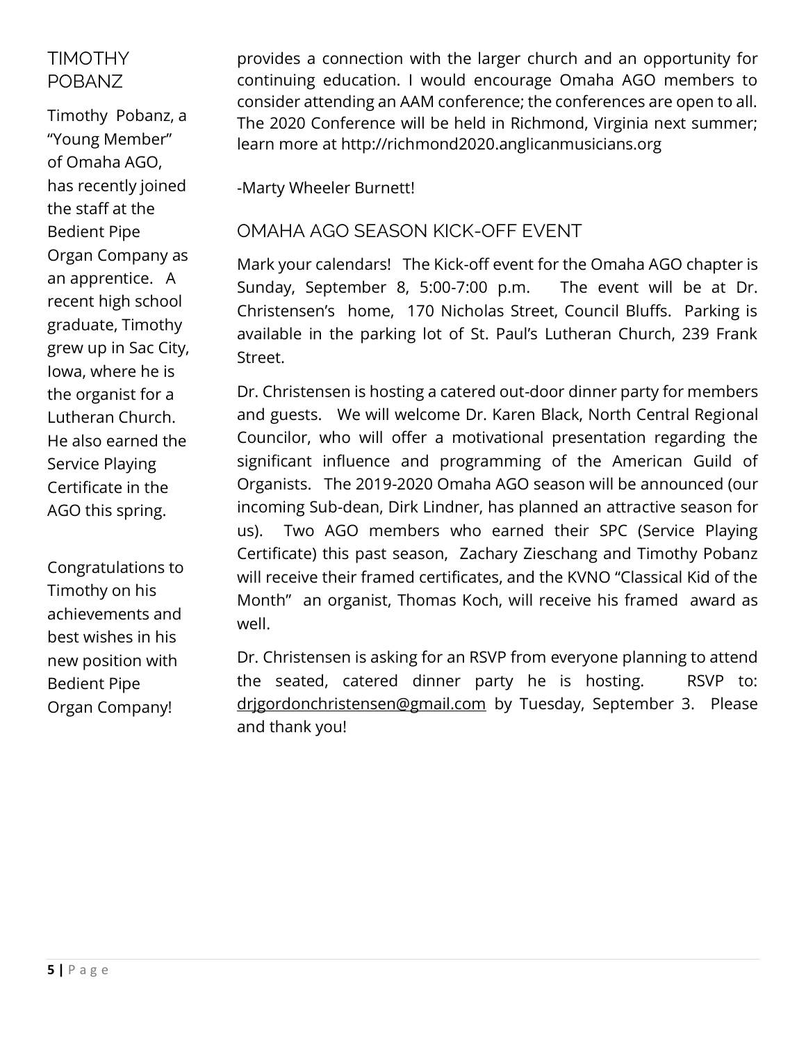## TIMOTHY POBANZ

Timothy Pobanz, a "Young Member" of Omaha AGO, has recently joined the staff at the Bedient Pipe Organ Company as an apprentice. A recent high school graduate, Timothy grew up in Sac City, Iowa, where he is the organist for a Lutheran Church. He also earned the Service Playing Certificate in the AGO this spring.

Congratulations to Timothy on his achievements and best wishes in his new position with Bedient Pipe Organ Company!

provides a connection with the larger church and an opportunity for continuing education. I would encourage Omaha AGO members to consider attending an AAM conference; the conferences are open to all. The 2020 Conference will be held in Richmond, Virginia next summer; learn more at http://richmond2020.anglicanmusicians.org

-Marty Wheeler Burnett!

## OMAHA AGO SEASON KICK-OFF EVENT

Mark your calendars! The Kick-off event for the Omaha AGO chapter is Sunday, September 8, 5:00-7:00 p.m. The event will be at Dr. Christensen's home, 170 Nicholas Street, Council Bluffs. Parking is available in the parking lot of St. Paul's Lutheran Church, 239 Frank Street.

Dr. Christensen is hosting a catered out-door dinner party for members and guests. We will welcome Dr. Karen Black, North Central Regional Councilor, who will offer a motivational presentation regarding the significant influence and programming of the American Guild of Organists. The 2019-2020 Omaha AGO season will be announced (our incoming Sub-dean, Dirk Lindner, has planned an attractive season for us). Two AGO members who earned their SPC (Service Playing Certificate) this past season, Zachary Zieschang and Timothy Pobanz will receive their framed certificates, and the KVNO "Classical Kid of the Month" an organist, Thomas Koch, will receive his framed award as well.

Dr. Christensen is asking for an RSVP from everyone planning to attend the seated, catered dinner party he is hosting. RSVP to: drjgordonchristensen@gmail.com by Tuesday, September 3. Please and thank you!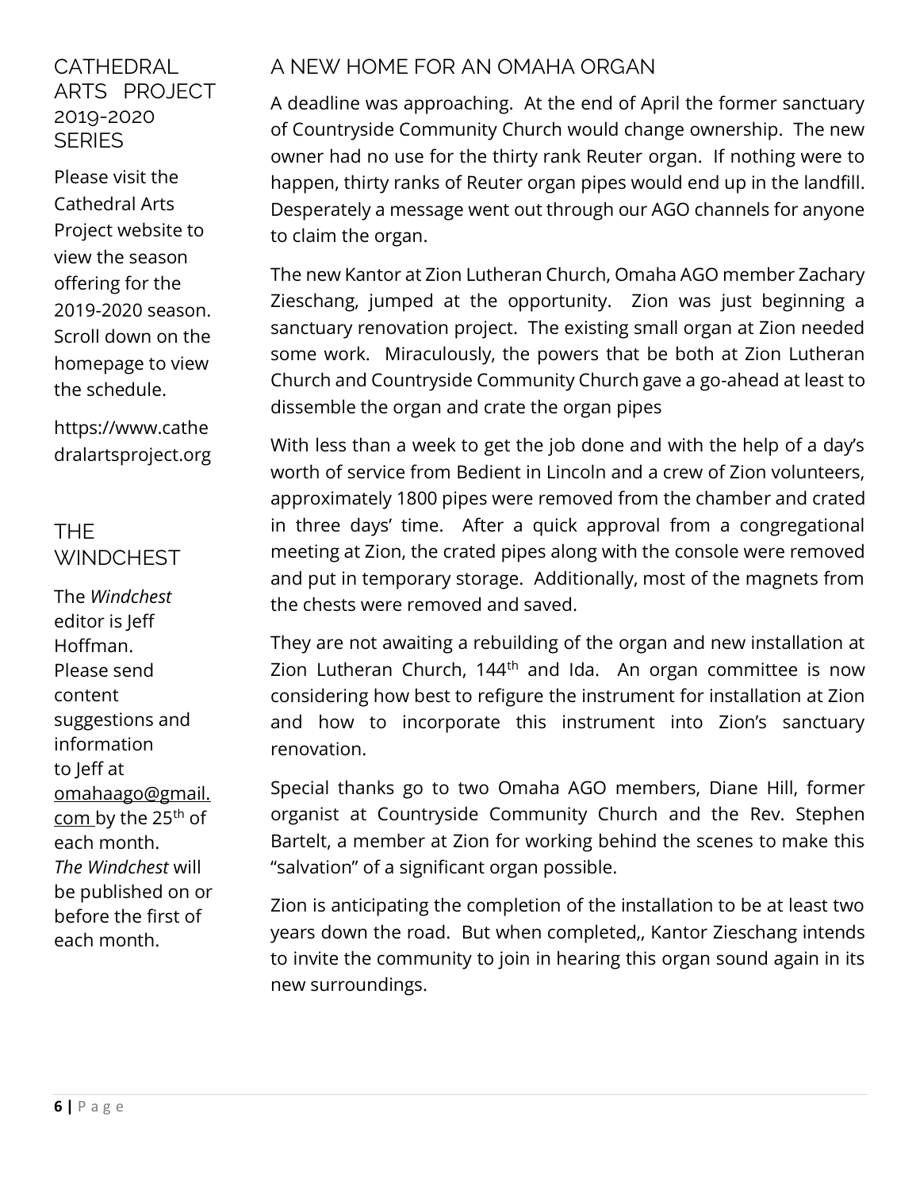## CATHEDRAL ARTS PROJECT 2019-2020 SERIES

Please visit the Cathedral Arts Project website to view the season offering for the 2019-2020 season. Scroll down on the homepage to view the schedule.

https://www.cathedralartsproject.org

## THE WINDCHEST

The *Windchest* editor is Jeff Hoffman. Please send content suggestions and information to Jeff at omahaago@gmail.com by the 25th of each month. *The Windchest* will be published on or before the first of each month.

## A NEW HOME FOR AN OMAHA ORGAN

A deadline was approaching. At the end of April the former sanctuary of Countryside Community Church would change ownership. The new owner had no use for the thirty rank Reuter organ. If nothing were to happen, thirty ranks of Reuter organ pipes would end up in the landfill. Desperately a message went out through our AGO channels for anyone to claim the organ.

The new Kantor at Zion Lutheran Church, Omaha AGO member Zachary Zieschang, jumped at the opportunity. Zion was just beginning a sanctuary renovation project. The existing small organ at Zion needed some work. Miraculously, the powers that be both at Zion Lutheran Church and Countryside Community Church gave a go-ahead at least to dissemble the organ and crate the organ pipes

With less than a week to get the job done and with the help of a day's worth of service from Bedient in Lincoln and a crew of Zion volunteers, approximately 1800 pipes were removed from the chamber and crated in three days' time. After a quick approval from a congregational meeting at Zion, the crated pipes along with the console were removed and put in temporary storage. Additionally, most of the magnets from the chests were removed and saved.

They are not awaiting a rebuilding of the organ and new installation at Zion Lutheran Church, 144th and Ida. An organ committee is now considering how best to refigure the instrument for installation at Zion and how to incorporate this instrument into Zion's sanctuary renovation.

Special thanks go to two Omaha AGO members, Diane Hill, former organist at Countryside Community Church and the Rev. Stephen Bartelt, a member at Zion for working behind the scenes to make this "salvation" of a significant organ possible.

Zion is anticipating the completion of the installation to be at least two years down the road. But when completed,, Kantor Zieschang intends to invite the community to join in hearing this organ sound again in its new surroundings.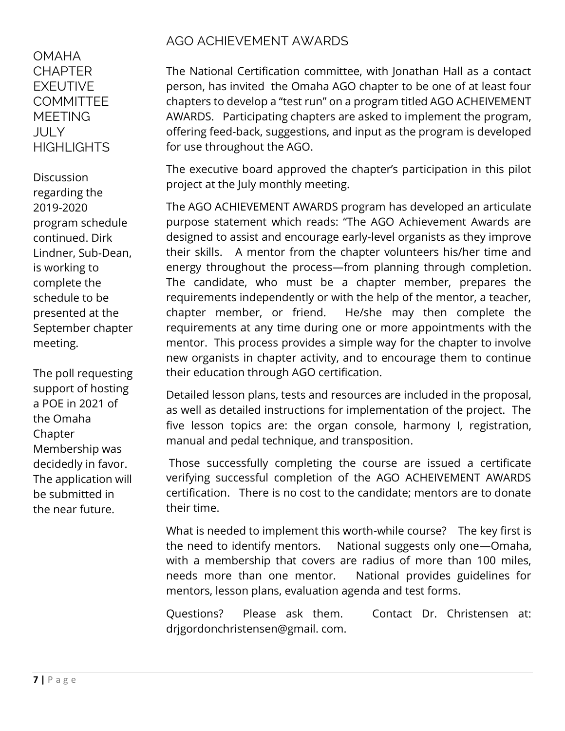## OMAHA CHAPTER EXEUTIVE COMMITTEE MEETING JULY HIGHLIGHTS

Discussion regarding the 2019-2020 program schedule continued. Dirk Lindner, Sub-Dean, is working to complete the schedule to be presented at the September chapter meeting.

The poll requesting support of hosting a POE in 2021 of the Omaha Chapter Membership was decidedly in favor. The application will be submitted in the near future.

## AGO ACHIEVEMENT AWARDS

The National Certification committee, with Jonathan Hall as a contact person, has invited the Omaha AGO chapter to be one of at least four chapters to develop a "test run" on a program titled AGO ACHEIVEMENT AWARDS. Participating chapters are asked to implement the program, offering feed-back, suggestions, and input as the program is developed for use throughout the AGO.

The executive board approved the chapter's participation in this pilot project at the July monthly meeting.

The AGO ACHIEVEMENT AWARDS program has developed an articulate purpose statement which reads: "The AGO Achievement Awards are designed to assist and encourage early-level organists as they improve their skills. A mentor from the chapter volunteers his/her time and energy throughout the process—from planning through completion. The candidate, who must be a chapter member, prepares the requirements independently or with the help of the mentor, a teacher, chapter member, or friend. He/she may then complete the requirements at any time during one or more appointments with the mentor. This process provides a simple way for the chapter to involve new organists in chapter activity, and to encourage them to continue their education through AGO certification.

Detailed lesson plans, tests and resources are included in the proposal, as well as detailed instructions for implementation of the project. The five lesson topics are: the organ console, harmony I, registration, manual and pedal technique, and transposition.

Those successfully completing the course are issued a certificate verifying successful completion of the AGO ACHEIVEMENT AWARDS certification. There is no cost to the candidate; mentors are to donate their time.

What is needed to implement this worth-while course? The key first is the need to identify mentors. National suggests only one—Omaha, with a membership that covers are radius of more than 100 miles, needs more than one mentor. National provides guidelines for mentors, lesson plans, evaluation agenda and test forms.

Questions? Please ask them. Contact Dr. Christensen at: drjgordonchristensen@gmail. com.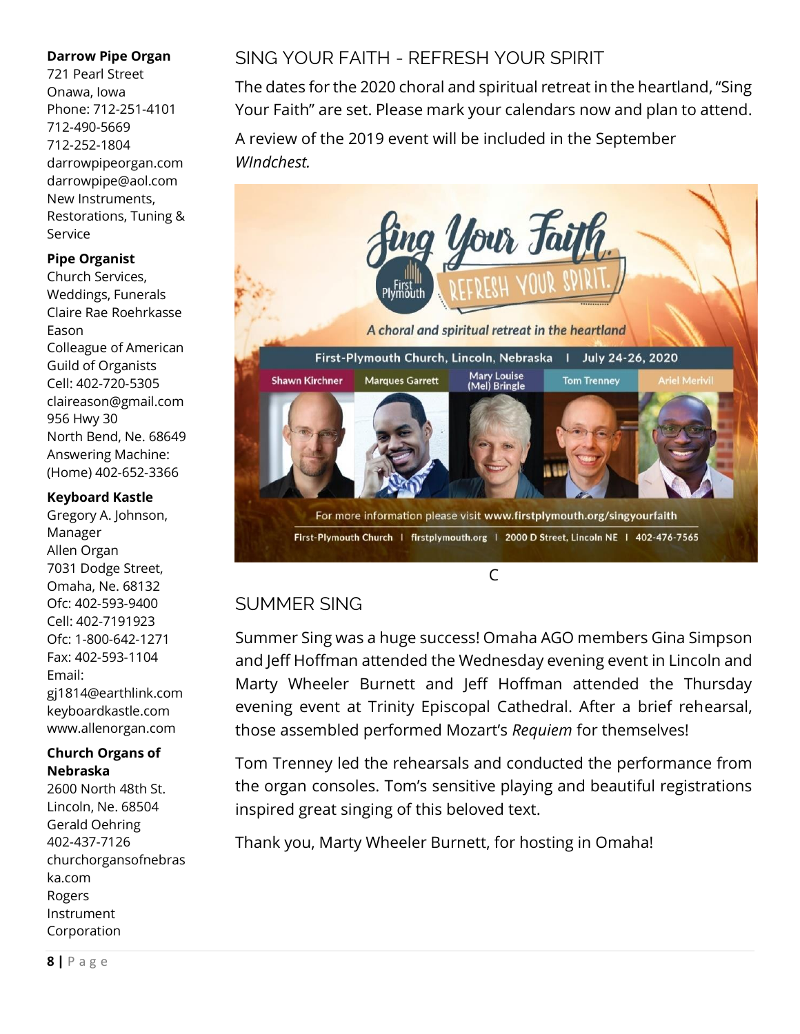**Darrow Pipe Organ**
721 Pearl Street
Onawa, Iowa
Phone: 712-251-4101
712-490-5669
712-252-1804
darrowpipeorgan.com
darrowpipe@aol.com
New Instruments, Restorations, Tuning & Service

**Pipe Organist**
Church Services, Weddings, Funerals
Claire Rae Roehrkasse Eason
Colleague of American Guild of Organists
Cell: 402-720-5305
claireason@gmail.com
956 Hwy 30
North Bend, Ne. 68649
Answering Machine: (Home) 402-652-3366

**Keyboard Kastle**
Gregory A. Johnson, Manager
Allen Organ
7031 Dodge Street,
Omaha, Ne. 68132
Ofc: 402-593-9400
Cell: 402-7191923
Ofc: 1-800-642-1271
Fax: 402-593-1104
Email: gj1814@earthlink.com
keyboardkastle.com
www.allenorgan.com

**Church Organs of Nebraska**
2600 North 48th St.
Lincoln, Ne. 68504
Gerald Oehring
402-437-7126
churchorgansofnebraska.com
Rogers Instrument Corporation

## SING YOUR FAITH - REFRESH YOUR SPIRIT

The dates for the 2020 choral and spiritual retreat in the heartland, "Sing Your Faith" are set. Please mark your calendars now and plan to attend.

A review of the 2019 event will be included in the September *WIndchest.*

Sing Your Faith. REFRESH YOUR SPIRIT.

First Plymouth

*A choral and spiritual retreat in the heartland*

First-Plymouth Church, Lincoln, Nebraska | July 24-26, 2020

Shawn Kirchner | Marques Garrett | Mary Louise (Mel) Bringle | Tom Trenney | Ariel Merivil

For more information please visit www.firstplymouth.org/singyourfaith

First-Plymouth Church | firstplymouth.org | 2000 D Street, Lincoln NE | 402-476-7565

C

## SUMMER SING

Summer Sing was a huge success! Omaha AGO members Gina Simpson and Jeff Hoffman attended the Wednesday evening event in Lincoln and Marty Wheeler Burnett and Jeff Hoffman attended the Thursday evening event at Trinity Episcopal Cathedral. After a brief rehearsal, those assembled performed Mozart's *Requiem* for themselves!

Tom Trenney led the rehearsals and conducted the performance from the organ consoles. Tom's sensitive playing and beautiful registrations inspired great singing of this beloved text.

Thank you, Marty Wheeler Burnett, for hosting in Omaha!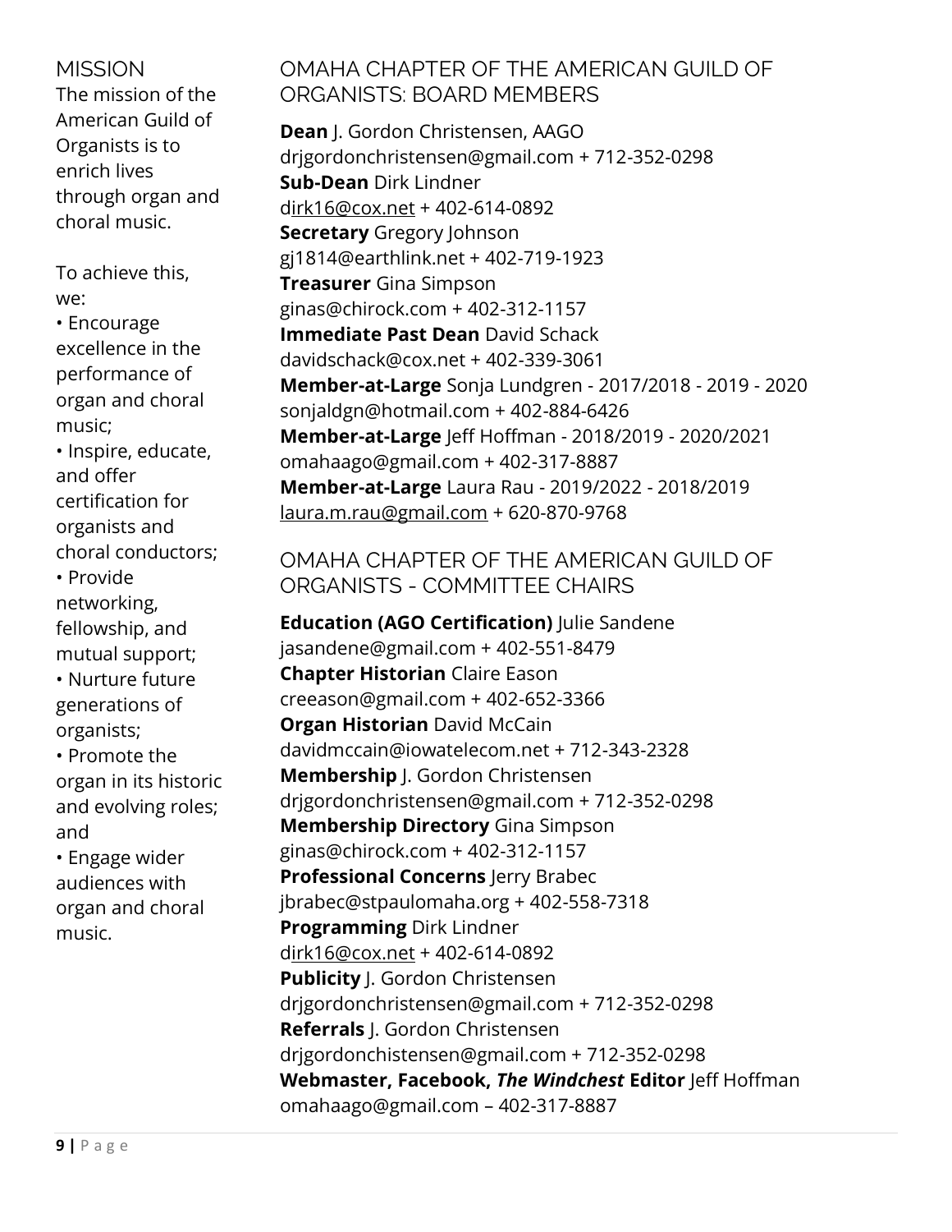## MISSION

The mission of the American Guild of Organists is to enrich lives through organ and choral music.

To achieve this, we:

- Encourage excellence in the performance of organ and choral music;
- Inspire, educate, and offer certification for organists and choral conductors;
- Provide networking, fellowship, and mutual support;
- Nurture future generations of organists;
- Promote the organ in its historic and evolving roles; and
- Engage wider audiences with organ and choral music.

## OMAHA CHAPTER OF THE AMERICAN GUILD OF ORGANISTS: BOARD MEMBERS

**Dean** J. Gordon Christensen, AAGO
drjgordonchristensen@gmail.com + 712-352-0298
**Sub-Dean** Dirk Lindner
dirk16@cox.net + 402-614-0892
**Secretary** Gregory Johnson
gj1814@earthlink.net + 402-719-1923
**Treasurer** Gina Simpson
ginas@chirock.com + 402-312-1157
**Immediate Past Dean** David Schack
davidschack@cox.net + 402-339-3061
**Member-at-Large** Sonja Lundgren - 2017/2018 - 2019 - 2020
sonjaldgn@hotmail.com + 402-884-6426
**Member-at-Large** Jeff Hoffman - 2018/2019 - 2020/2021
omahaago@gmail.com + 402-317-8887
**Member-at-Large** Laura Rau - 2019/2022 - 2018/2019
laura.m.rau@gmail.com + 620-870-9768

## OMAHA CHAPTER OF THE AMERICAN GUILD OF ORGANISTS - COMMITTEE CHAIRS

**Education (AGO Certification)** Julie Sandene
jasandene@gmail.com + 402-551-8479
**Chapter Historian** Claire Eason
creeason@gmail.com + 402-652-3366
**Organ Historian** David McCain
davidmccain@iowatelecom.net + 712-343-2328
**Membership** J. Gordon Christensen
drjgordonchristensen@gmail.com + 712-352-0298
**Membership Directory** Gina Simpson
ginas@chirock.com + 402-312-1157
**Professional Concerns** Jerry Brabec
jbrabec@stpaulomaha.org + 402-558-7318
**Programming** Dirk Lindner
dirk16@cox.net + 402-614-0892
**Publicity** J. Gordon Christensen
drjgordonchristensen@gmail.com + 712-352-0298
**Referrals** J. Gordon Christensen
drjgordonchistensen@gmail.com + 712-352-0298
**Webmaster, Facebook, *The Windchest* Editor** Jeff Hoffman
omahaago@gmail.com – 402-317-8887